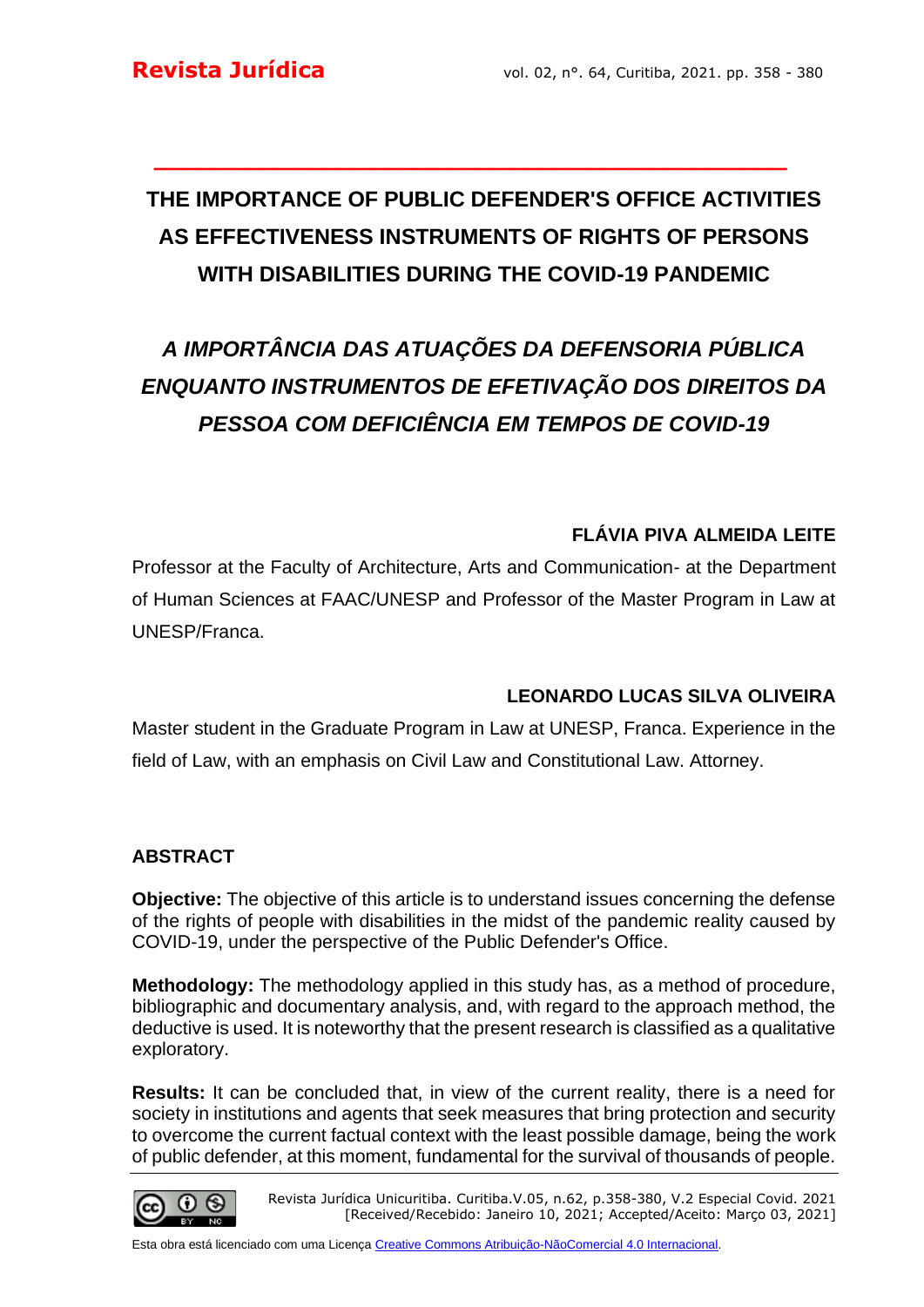# THE IMPORTANCE OF PUBLIC DEFENDER'S OFFICE ACTIVITIES AS EFFECTIVENESS INSTRUMENTS OF RIGHTS OF PERSONS WITH DISABILITIES DURING THE COVID-19 PANDEMIC

## *A IMPORTÂNCIA DAS ATUAÇÕES DA DEFENSORIA PÚBLICA ENQUANTO INSTRUMENTOS DE EFETIVAÇÃO DOS DIREITOS DA PESSOA COM DEFICIÊNCIA EM TEMPOS DE COVID-19*

**FLÁVIA PIVA ALMEIDA LEITE**

Professor at the Faculty of Architecture, Arts and Communication- at the Department of Human Sciences at FAAC/UNESP and Professor of the Master Program in Law at UNESP/Franca.

**LEONARDO LUCAS SILVA OLIVEIRA**

Master student in the Graduate Program in Law at UNESP, Franca. Experience in the field of Law, with an emphasis on Civil Law and Constitutional Law. Attorney.

### ABSTRACT

**Objective:** The objective of this article is to understand issues concerning the defense of the rights of people with disabilities in the midst of the pandemic reality caused by COVID-19, under the perspective of the Public Defender's Office.

**Methodology:** The methodology applied in this study has, as a method of procedure, bibliographic and documentary analysis, and, with regard to the approach method, the deductive is used. It is noteworthy that the present research is classified as a qualitative exploratory.

**Results:** It can be concluded that, in view of the current reality, there is a need for society in institutions and agents that seek measures that bring protection and security to overcome the current factual context with the least possible damage, being the work of public defender, at this moment, fundamental for the survival of thousands of people.

Revista Jurídica Unicuritiba. Curitiba.V.05, n.62, p.358-380, V.2 Especial Covid. 2021
[Received/Recebido: Janeiro 10, 2021; Accepted/Aceito: Março 03, 2021]

Esta obra está licenciado com uma Licença Creative Commons Atribuição-NãoComercial 4.0 Internacional.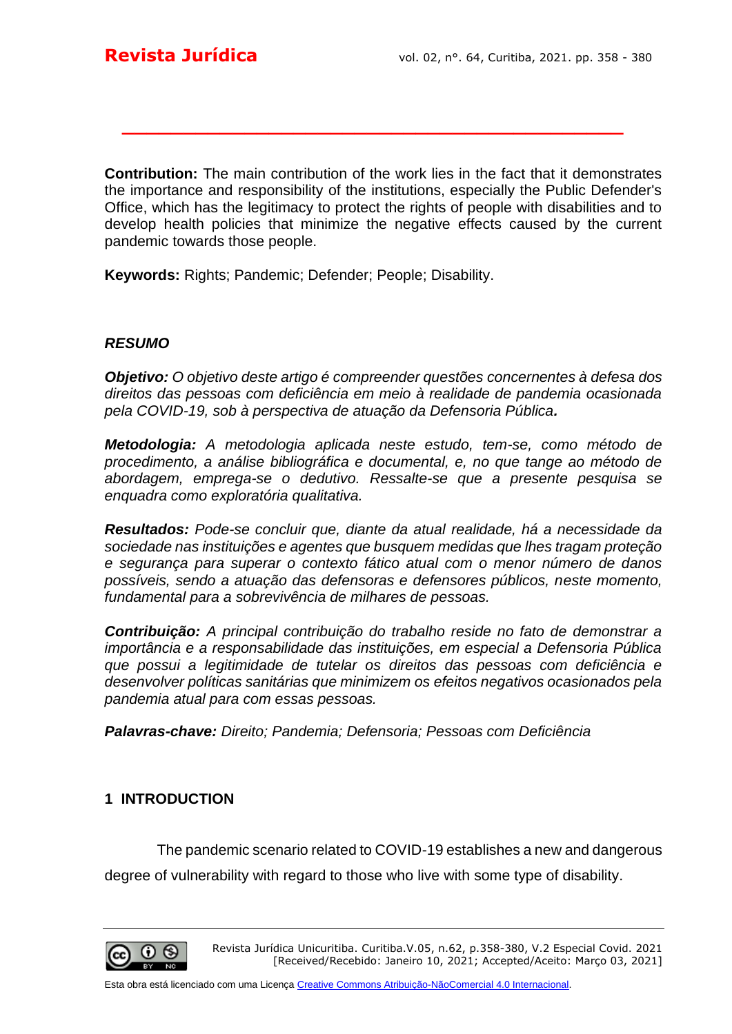**Contribution:** The main contribution of the work lies in the fact that it demonstrates the importance and responsibility of the institutions, especially the Public Defender's Office, which has the legitimacy to protect the rights of people with disabilities and to develop health policies that minimize the negative effects caused by the current pandemic towards those people.

**Keywords:** Rights; Pandemic; Defender; People; Disability.

***RESUMO***

***Objetivo:*** *O objetivo deste artigo é compreender questões concernentes à defesa dos direitos das pessoas com deficiência em meio à realidade de pandemia ocasionada pela COVID-19, sob à perspectiva de atuação da Defensoria Pública.*

***Metodologia:*** *A metodologia aplicada neste estudo, tem-se, como método de procedimento, a análise bibliográfica e documental, e, no que tange ao método de abordagem, emprega-se o dedutivo. Ressalte-se que a presente pesquisa se enquadra como exploratória qualitativa.*

***Resultados:*** *Pode-se concluir que, diante da atual realidade, há a necessidade da sociedade nas instituições e agentes que busquem medidas que lhes tragam proteção e segurança para superar o contexto fático atual com o menor número de danos possíveis, sendo a atuação das defensoras e defensores públicos, neste momento, fundamental para a sobrevivência de milhares de pessoas.*

***Contribuição:*** *A principal contribuição do trabalho reside no fato de demonstrar a importância e a responsabilidade das instituições, em especial a Defensoria Pública que possui a legitimidade de tutelar os direitos das pessoas com deficiência e desenvolver políticas sanitárias que minimizem os efeitos negativos ocasionados pela pandemia atual para com essas pessoas.*

***Palavras-chave:*** *Direito; Pandemia; Defensoria; Pessoas com Deficiência*

## 1 INTRODUCTION

The pandemic scenario related to COVID-19 establishes a new and dangerous degree of vulnerability with regard to those who live with some type of disability.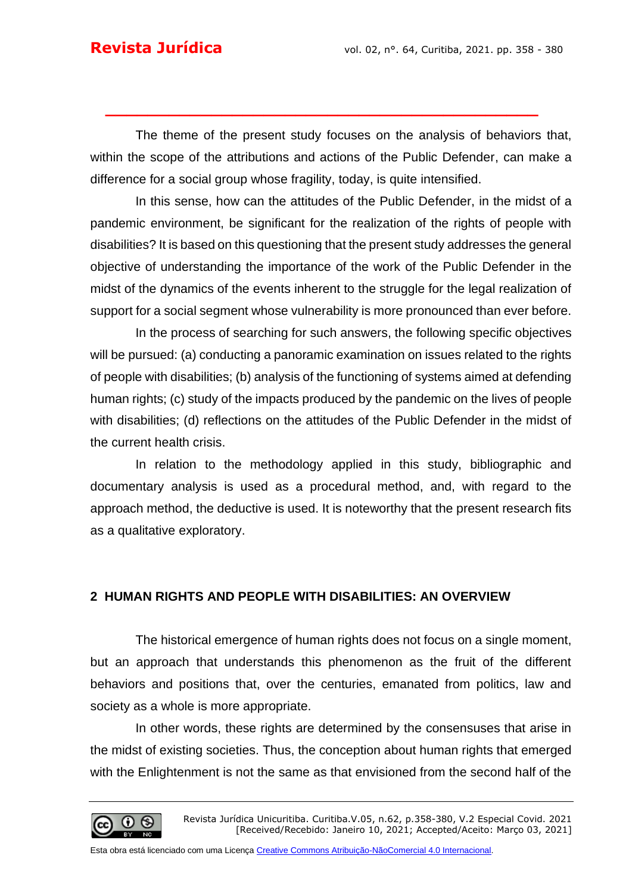The theme of the present study focuses on the analysis of behaviors that, within the scope of the attributions and actions of the Public Defender, can make a difference for a social group whose fragility, today, is quite intensified.

In this sense, how can the attitudes of the Public Defender, in the midst of a pandemic environment, be significant for the realization of the rights of people with disabilities? It is based on this questioning that the present study addresses the general objective of understanding the importance of the work of the Public Defender in the midst of the dynamics of the events inherent to the struggle for the legal realization of support for a social segment whose vulnerability is more pronounced than ever before.

In the process of searching for such answers, the following specific objectives will be pursued: (a) conducting a panoramic examination on issues related to the rights of people with disabilities; (b) analysis of the functioning of systems aimed at defending human rights; (c) study of the impacts produced by the pandemic on the lives of people with disabilities; (d) reflections on the attitudes of the Public Defender in the midst of the current health crisis.

In relation to the methodology applied in this study, bibliographic and documentary analysis is used as a procedural method, and, with regard to the approach method, the deductive is used. It is noteworthy that the present research fits as a qualitative exploratory.

## 2 HUMAN RIGHTS AND PEOPLE WITH DISABILITIES: AN OVERVIEW

The historical emergence of human rights does not focus on a single moment, but an approach that understands this phenomenon as the fruit of the different behaviors and positions that, over the centuries, emanated from politics, law and society as a whole is more appropriate.

In other words, these rights are determined by the consensuses that arise in the midst of existing societies. Thus, the conception about human rights that emerged with the Enlightenment is not the same as that envisioned from the second half of the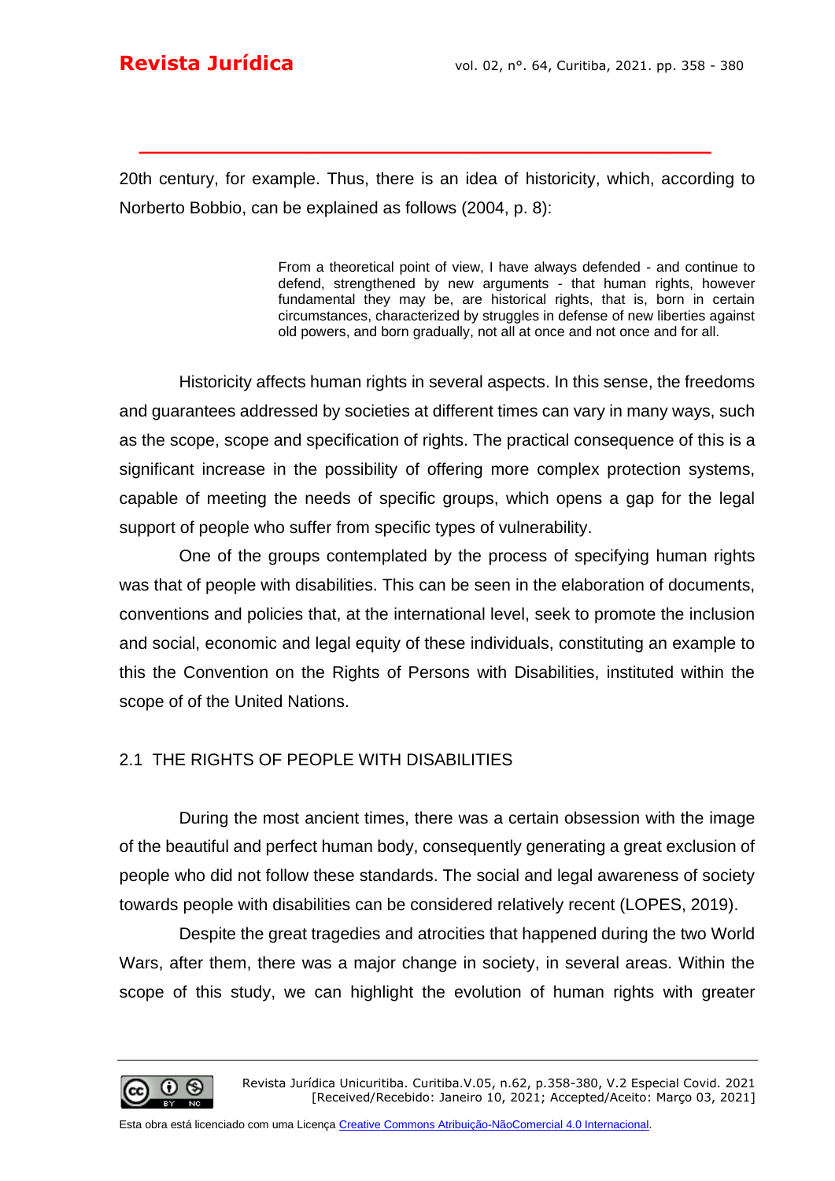20th century, for example. Thus, there is an idea of historicity, which, according to Norberto Bobbio, can be explained as follows (2004, p. 8):

> From a theoretical point of view, I have always defended - and continue to defend, strengthened by new arguments - that human rights, however fundamental they may be, are historical rights, that is, born in certain circumstances, characterized by struggles in defense of new liberties against old powers, and born gradually, not all at once and not once and for all.

Historicity affects human rights in several aspects. In this sense, the freedoms and guarantees addressed by societies at different times can vary in many ways, such as the scope, scope and specification of rights. The practical consequence of this is a significant increase in the possibility of offering more complex protection systems, capable of meeting the needs of specific groups, which opens a gap for the legal support of people who suffer from specific types of vulnerability.

One of the groups contemplated by the process of specifying human rights was that of people with disabilities. This can be seen in the elaboration of documents, conventions and policies that, at the international level, seek to promote the inclusion and social, economic and legal equity of these individuals, constituting an example to this the Convention on the Rights of Persons with Disabilities, instituted within the scope of of the United Nations.

## 2.1 THE RIGHTS OF PEOPLE WITH DISABILITIES

During the most ancient times, there was a certain obsession with the image of the beautiful and perfect human body, consequently generating a great exclusion of people who did not follow these standards. The social and legal awareness of society towards people with disabilities can be considered relatively recent (LOPES, 2019).

Despite the great tragedies and atrocities that happened during the two World Wars, after them, there was a major change in society, in several areas. Within the scope of this study, we can highlight the evolution of human rights with greater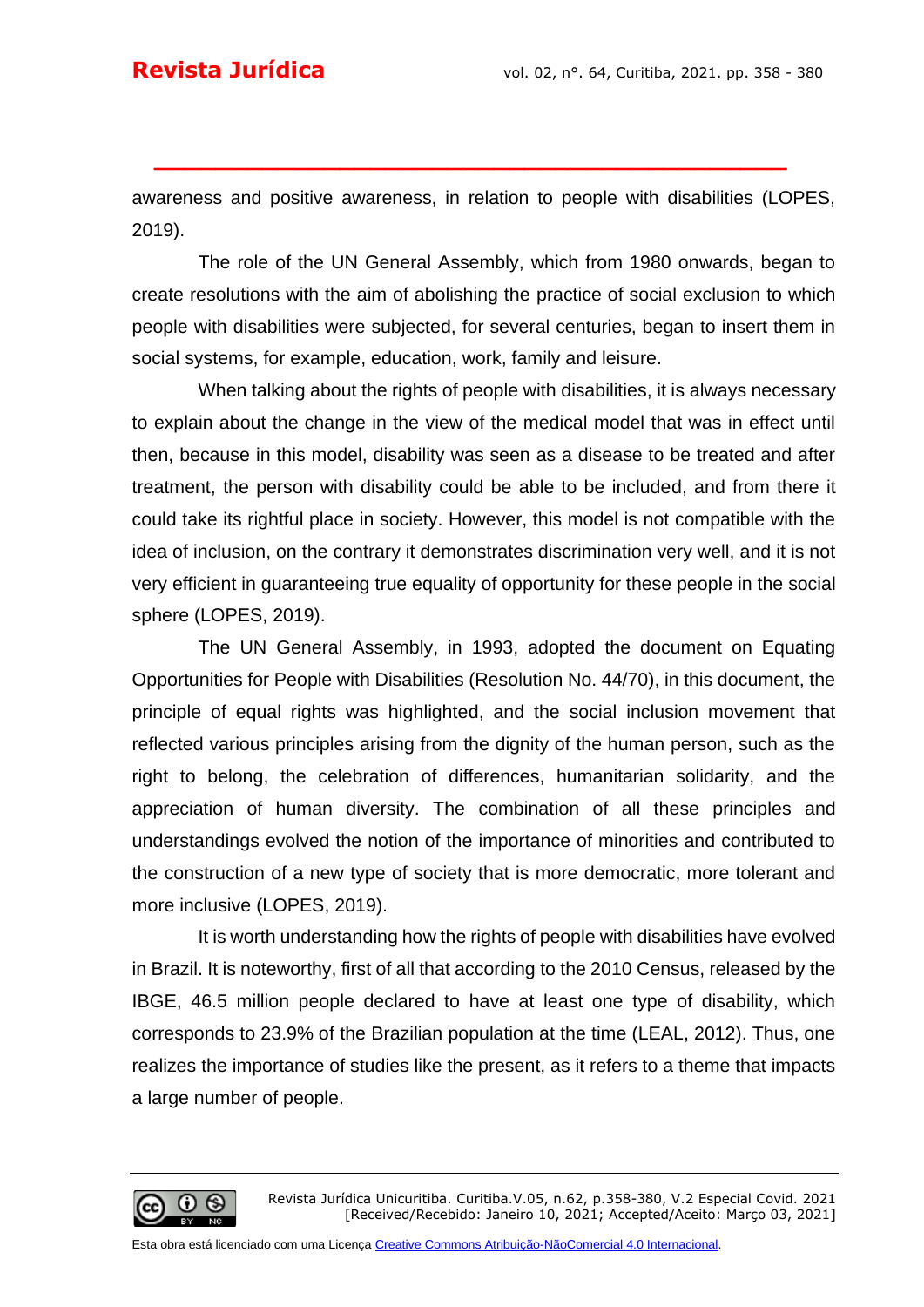awareness and positive awareness, in relation to people with disabilities (LOPES, 2019).

The role of the UN General Assembly, which from 1980 onwards, began to create resolutions with the aim of abolishing the practice of social exclusion to which people with disabilities were subjected, for several centuries, began to insert them in social systems, for example, education, work, family and leisure.

When talking about the rights of people with disabilities, it is always necessary to explain about the change in the view of the medical model that was in effect until then, because in this model, disability was seen as a disease to be treated and after treatment, the person with disability could be able to be included, and from there it could take its rightful place in society. However, this model is not compatible with the idea of inclusion, on the contrary it demonstrates discrimination very well, and it is not very efficient in guaranteeing true equality of opportunity for these people in the social sphere (LOPES, 2019).

The UN General Assembly, in 1993, adopted the document on Equating Opportunities for People with Disabilities (Resolution No. 44/70), in this document, the principle of equal rights was highlighted, and the social inclusion movement that reflected various principles arising from the dignity of the human person, such as the right to belong, the celebration of differences, humanitarian solidarity, and the appreciation of human diversity. The combination of all these principles and understandings evolved the notion of the importance of minorities and contributed to the construction of a new type of society that is more democratic, more tolerant and more inclusive (LOPES, 2019).

It is worth understanding how the rights of people with disabilities have evolved in Brazil. It is noteworthy, first of all that according to the 2010 Census, released by the IBGE, 46.5 million people declared to have at least one type of disability, which corresponds to 23.9% of the Brazilian population at the time (LEAL, 2012). Thus, one realizes the importance of studies like the present, as it refers to a theme that impacts a large number of people.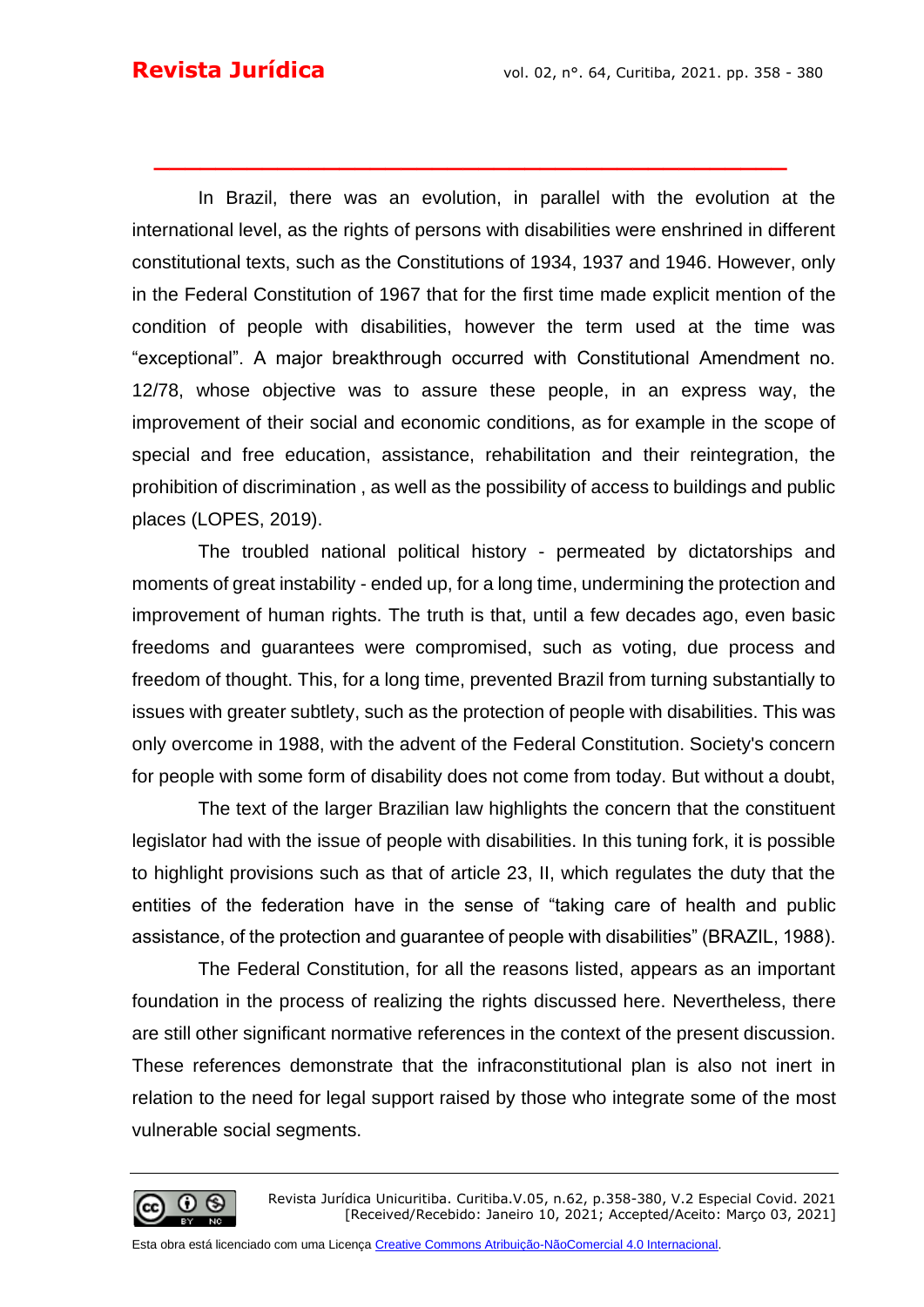In Brazil, there was an evolution, in parallel with the evolution at the international level, as the rights of persons with disabilities were enshrined in different constitutional texts, such as the Constitutions of 1934, 1937 and 1946. However, only in the Federal Constitution of 1967 that for the first time made explicit mention of the condition of people with disabilities, however the term used at the time was "exceptional". A major breakthrough occurred with Constitutional Amendment no. 12/78, whose objective was to assure these people, in an express way, the improvement of their social and economic conditions, as for example in the scope of special and free education, assistance, rehabilitation and their reintegration, the prohibition of discrimination , as well as the possibility of access to buildings and public places (LOPES, 2019).

The troubled national political history - permeated by dictatorships and moments of great instability - ended up, for a long time, undermining the protection and improvement of human rights. The truth is that, until a few decades ago, even basic freedoms and guarantees were compromised, such as voting, due process and freedom of thought. This, for a long time, prevented Brazil from turning substantially to issues with greater subtlety, such as the protection of people with disabilities. This was only overcome in 1988, with the advent of the Federal Constitution. Society's concern for people with some form of disability does not come from today. But without a doubt,

The text of the larger Brazilian law highlights the concern that the constituent legislator had with the issue of people with disabilities. In this tuning fork, it is possible to highlight provisions such as that of article 23, II, which regulates the duty that the entities of the federation have in the sense of "taking care of health and public assistance, of the protection and guarantee of people with disabilities" (BRAZIL, 1988).

The Federal Constitution, for all the reasons listed, appears as an important foundation in the process of realizing the rights discussed here. Nevertheless, there are still other significant normative references in the context of the present discussion. These references demonstrate that the infraconstitutional plan is also not inert in relation to the need for legal support raised by those who integrate some of the most vulnerable social segments.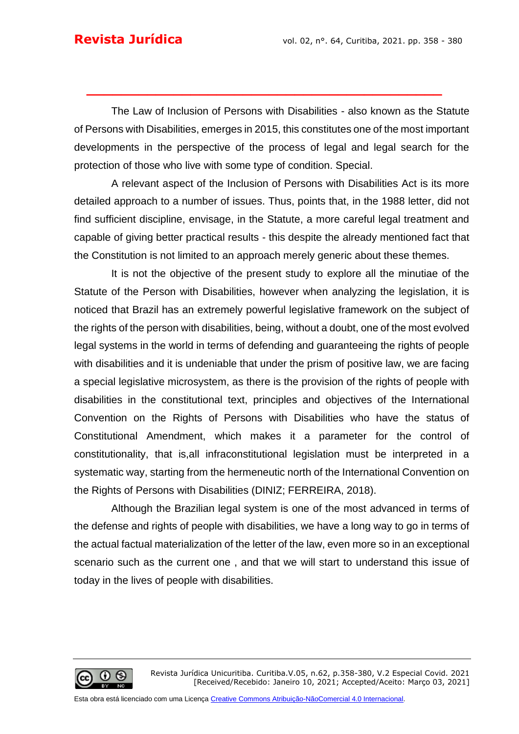The Law of Inclusion of Persons with Disabilities - also known as the Statute of Persons with Disabilities, emerges in 2015, this constitutes one of the most important developments in the perspective of the process of legal and legal search for the protection of those who live with some type of condition. Special.

A relevant aspect of the Inclusion of Persons with Disabilities Act is its more detailed approach to a number of issues. Thus, points that, in the 1988 letter, did not find sufficient discipline, envisage, in the Statute, a more careful legal treatment and capable of giving better practical results - this despite the already mentioned fact that the Constitution is not limited to an approach merely generic about these themes.

It is not the objective of the present study to explore all the minutiae of the Statute of the Person with Disabilities, however when analyzing the legislation, it is noticed that Brazil has an extremely powerful legislative framework on the subject of the rights of the person with disabilities, being, without a doubt, one of the most evolved legal systems in the world in terms of defending and guaranteeing the rights of people with disabilities and it is undeniable that under the prism of positive law, we are facing a special legislative microsystem, as there is the provision of the rights of people with disabilities in the constitutional text, principles and objectives of the International Convention on the Rights of Persons with Disabilities who have the status of Constitutional Amendment, which makes it a parameter for the control of constitutionality, that is,all infraconstitutional legislation must be interpreted in a systematic way, starting from the hermeneutic north of the International Convention on the Rights of Persons with Disabilities (DINIZ; FERREIRA, 2018).

Although the Brazilian legal system is one of the most advanced in terms of the defense and rights of people with disabilities, we have a long way to go in terms of the actual factual materialization of the letter of the law, even more so in an exceptional scenario such as the current one , and that we will start to understand this issue of today in the lives of people with disabilities.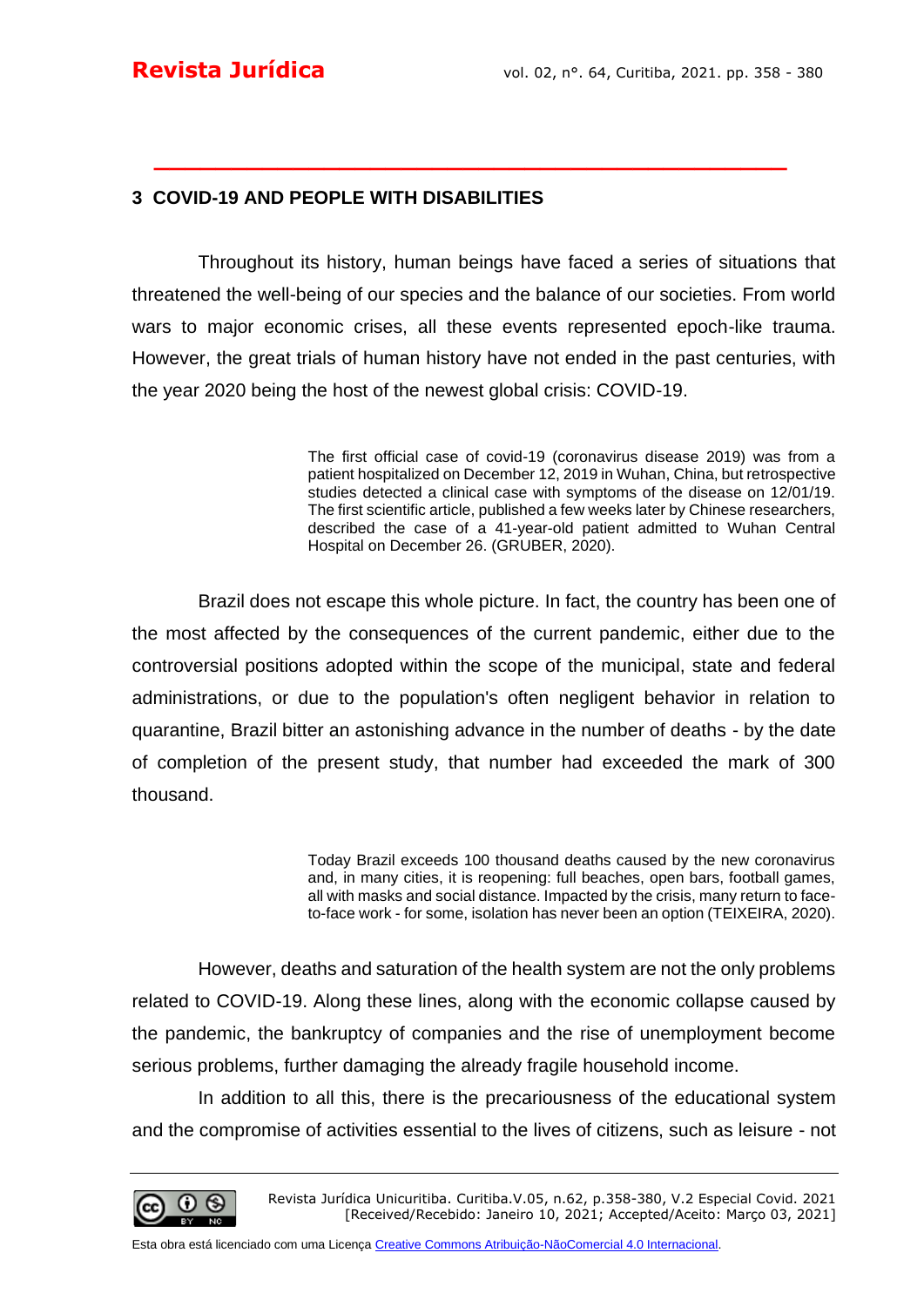## 3 COVID-19 AND PEOPLE WITH DISABILITIES

Throughout its history, human beings have faced a series of situations that threatened the well-being of our species and the balance of our societies. From world wars to major economic crises, all these events represented epoch-like trauma. However, the great trials of human history have not ended in the past centuries, with the year 2020 being the host of the newest global crisis: COVID-19.

> The first official case of covid-19 (coronavirus disease 2019) was from a patient hospitalized on December 12, 2019 in Wuhan, China, but retrospective studies detected a clinical case with symptoms of the disease on 12/01/19. The first scientific article, published a few weeks later by Chinese researchers, described the case of a 41-year-old patient admitted to Wuhan Central Hospital on December 26. (GRUBER, 2020).

Brazil does not escape this whole picture. In fact, the country has been one of the most affected by the consequences of the current pandemic, either due to the controversial positions adopted within the scope of the municipal, state and federal administrations, or due to the population's often negligent behavior in relation to quarantine, Brazil bitter an astonishing advance in the number of deaths - by the date of completion of the present study, that number had exceeded the mark of 300 thousand.

> Today Brazil exceeds 100 thousand deaths caused by the new coronavirus and, in many cities, it is reopening: full beaches, open bars, football games, all with masks and social distance. Impacted by the crisis, many return to face-to-face work - for some, isolation has never been an option (TEIXEIRA, 2020).

However, deaths and saturation of the health system are not the only problems related to COVID-19. Along these lines, along with the economic collapse caused by the pandemic, the bankruptcy of companies and the rise of unemployment become serious problems, further damaging the already fragile household income.

In addition to all this, there is the precariousness of the educational system and the compromise of activities essential to the lives of citizens, such as leisure - not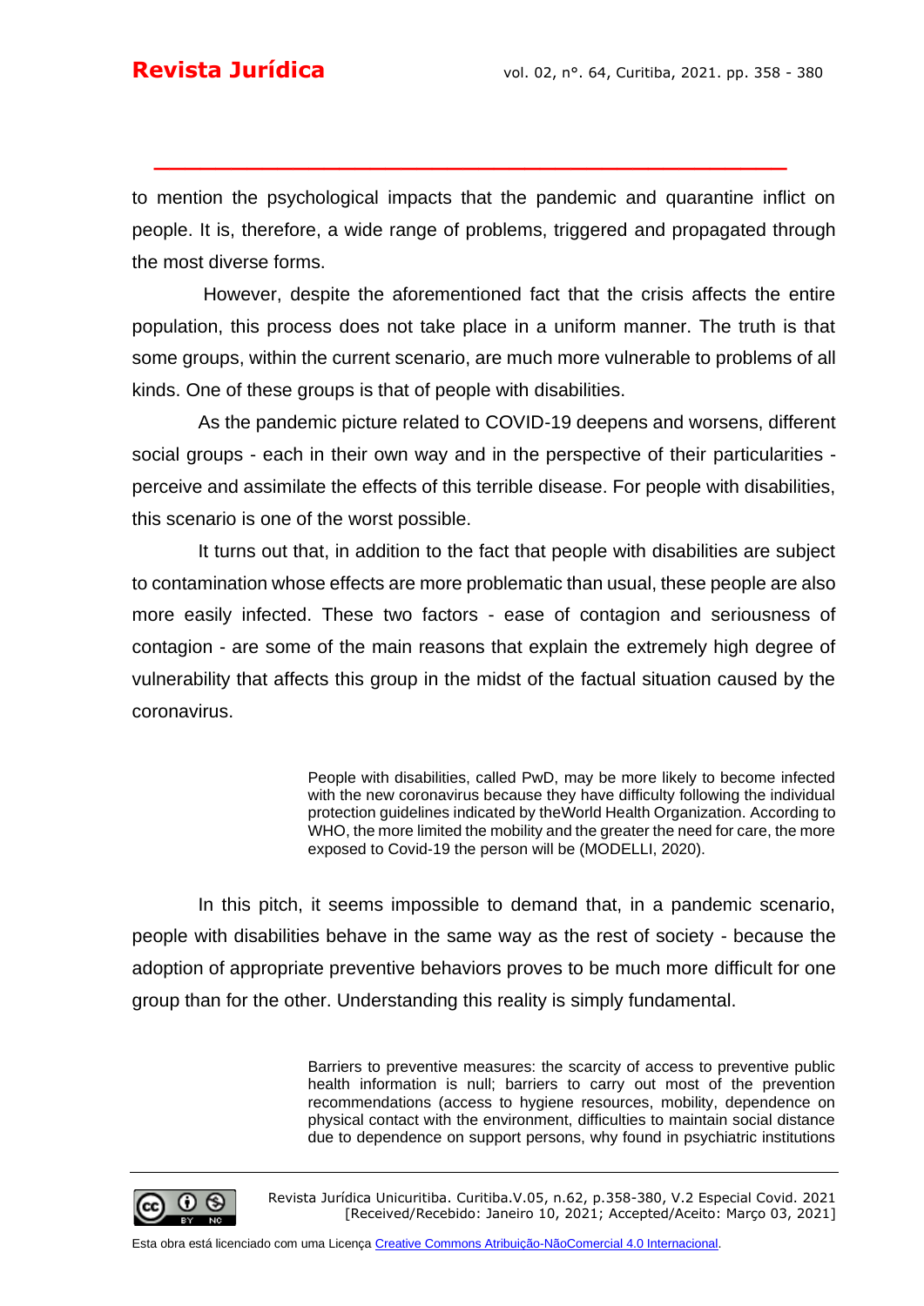to mention the psychological impacts that the pandemic and quarantine inflict on people. It is, therefore, a wide range of problems, triggered and propagated through the most diverse forms.

However, despite the aforementioned fact that the crisis affects the entire population, this process does not take place in a uniform manner. The truth is that some groups, within the current scenario, are much more vulnerable to problems of all kinds. One of these groups is that of people with disabilities.

As the pandemic picture related to COVID-19 deepens and worsens, different social groups - each in their own way and in the perspective of their particularities - perceive and assimilate the effects of this terrible disease. For people with disabilities, this scenario is one of the worst possible.

It turns out that, in addition to the fact that people with disabilities are subject to contamination whose effects are more problematic than usual, these people are also more easily infected. These two factors - ease of contagion and seriousness of contagion - are some of the main reasons that explain the extremely high degree of vulnerability that affects this group in the midst of the factual situation caused by the coronavirus.

> People with disabilities, called PwD, may be more likely to become infected with the new coronavirus because they have difficulty following the individual protection guidelines indicated by theWorld Health Organization. According to WHO, the more limited the mobility and the greater the need for care, the more exposed to Covid-19 the person will be (MODELLI, 2020).

In this pitch, it seems impossible to demand that, in a pandemic scenario, people with disabilities behave in the same way as the rest of society - because the adoption of appropriate preventive behaviors proves to be much more difficult for one group than for the other. Understanding this reality is simply fundamental.

> Barriers to preventive measures: the scarcity of access to preventive public health information is null; barriers to carry out most of the prevention recommendations (access to hygiene resources, mobility, dependence on physical contact with the environment, difficulties to maintain social distance due to dependence on support persons, why found in psychiatric institutions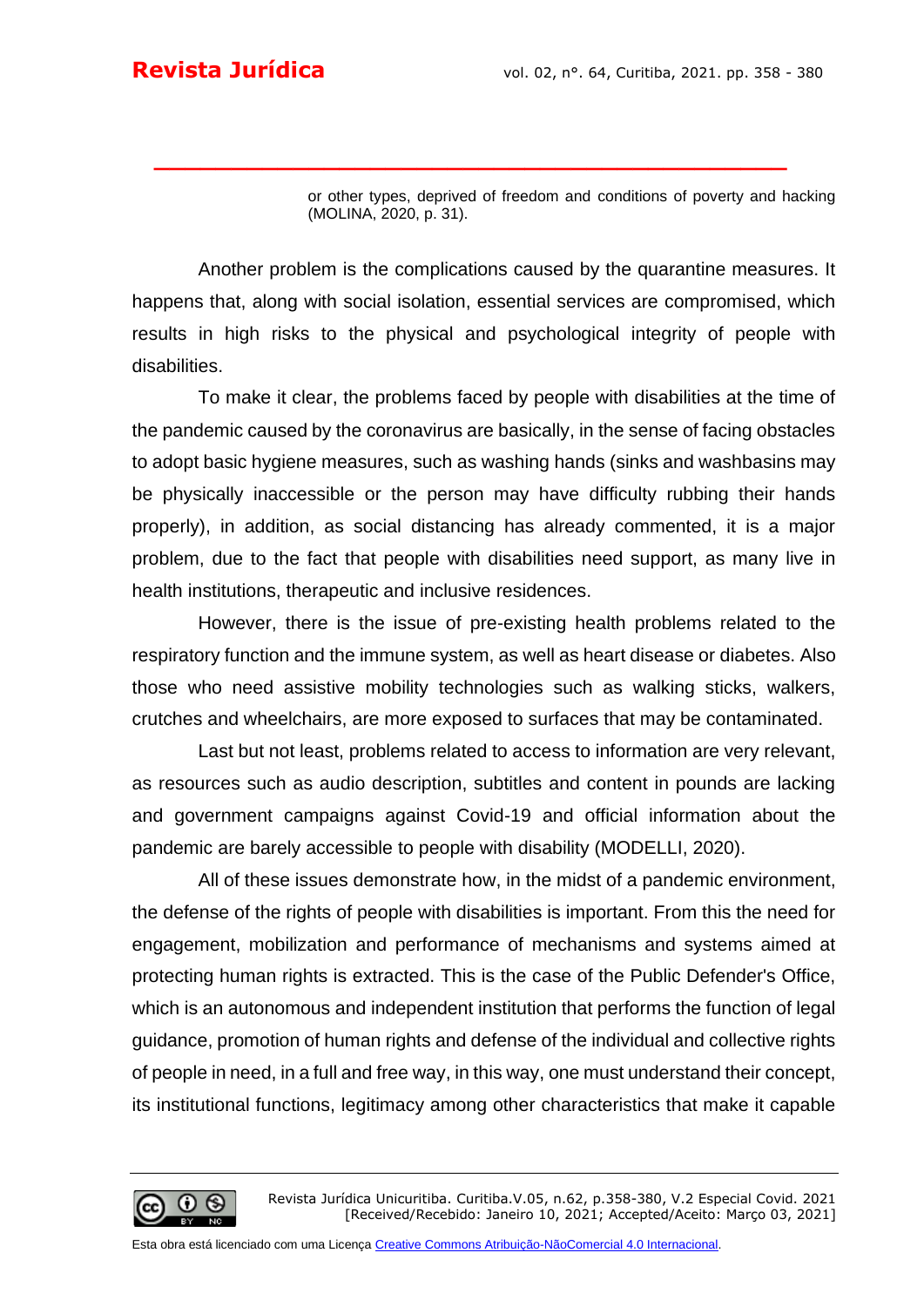> or other types, deprived of freedom and conditions of poverty and hacking (MOLINA, 2020, p. 31).

Another problem is the complications caused by the quarantine measures. It happens that, along with social isolation, essential services are compromised, which results in high risks to the physical and psychological integrity of people with disabilities.

To make it clear, the problems faced by people with disabilities at the time of the pandemic caused by the coronavirus are basically, in the sense of facing obstacles to adopt basic hygiene measures, such as washing hands (sinks and washbasins may be physically inaccessible or the person may have difficulty rubbing their hands properly), in addition, as social distancing has already commented, it is a major problem, due to the fact that people with disabilities need support, as many live in health institutions, therapeutic and inclusive residences.

However, there is the issue of pre-existing health problems related to the respiratory function and the immune system, as well as heart disease or diabetes. Also those who need assistive mobility technologies such as walking sticks, walkers, crutches and wheelchairs, are more exposed to surfaces that may be contaminated.

Last but not least, problems related to access to information are very relevant, as resources such as audio description, subtitles and content in pounds are lacking and government campaigns against Covid-19 and official information about the pandemic are barely accessible to people with disability (MODELLI, 2020).

All of these issues demonstrate how, in the midst of a pandemic environment, the defense of the rights of people with disabilities is important. From this the need for engagement, mobilization and performance of mechanisms and systems aimed at protecting human rights is extracted. This is the case of the Public Defender's Office, which is an autonomous and independent institution that performs the function of legal guidance, promotion of human rights and defense of the individual and collective rights of people in need, in a full and free way, in this way, one must understand their concept, its institutional functions, legitimacy among other characteristics that make it capable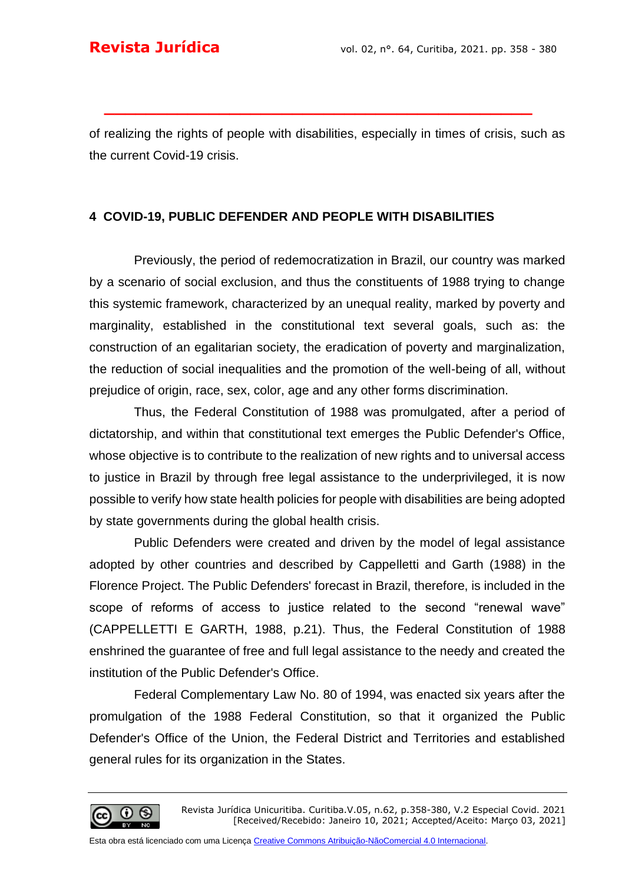of realizing the rights of people with disabilities, especially in times of crisis, such as the current Covid-19 crisis.

## 4 COVID-19, PUBLIC DEFENDER AND PEOPLE WITH DISABILITIES

Previously, the period of redemocratization in Brazil, our country was marked by a scenario of social exclusion, and thus the constituents of 1988 trying to change this systemic framework, characterized by an unequal reality, marked by poverty and marginality, established in the constitutional text several goals, such as: the construction of an egalitarian society, the eradication of poverty and marginalization, the reduction of social inequalities and the promotion of the well-being of all, without prejudice of origin, race, sex, color, age and any other forms discrimination.

Thus, the Federal Constitution of 1988 was promulgated, after a period of dictatorship, and within that constitutional text emerges the Public Defender's Office, whose objective is to contribute to the realization of new rights and to universal access to justice in Brazil by through free legal assistance to the underprivileged, it is now possible to verify how state health policies for people with disabilities are being adopted by state governments during the global health crisis.

Public Defenders were created and driven by the model of legal assistance adopted by other countries and described by Cappelletti and Garth (1988) in the Florence Project. The Public Defenders' forecast in Brazil, therefore, is included in the scope of reforms of access to justice related to the second "renewal wave" (CAPPELLETTI E GARTH, 1988, p.21). Thus, the Federal Constitution of 1988 enshrined the guarantee of free and full legal assistance to the needy and created the institution of the Public Defender's Office.

Federal Complementary Law No. 80 of 1994, was enacted six years after the promulgation of the 1988 Federal Constitution, so that it organized the Public Defender's Office of the Union, the Federal District and Territories and established general rules for its organization in the States.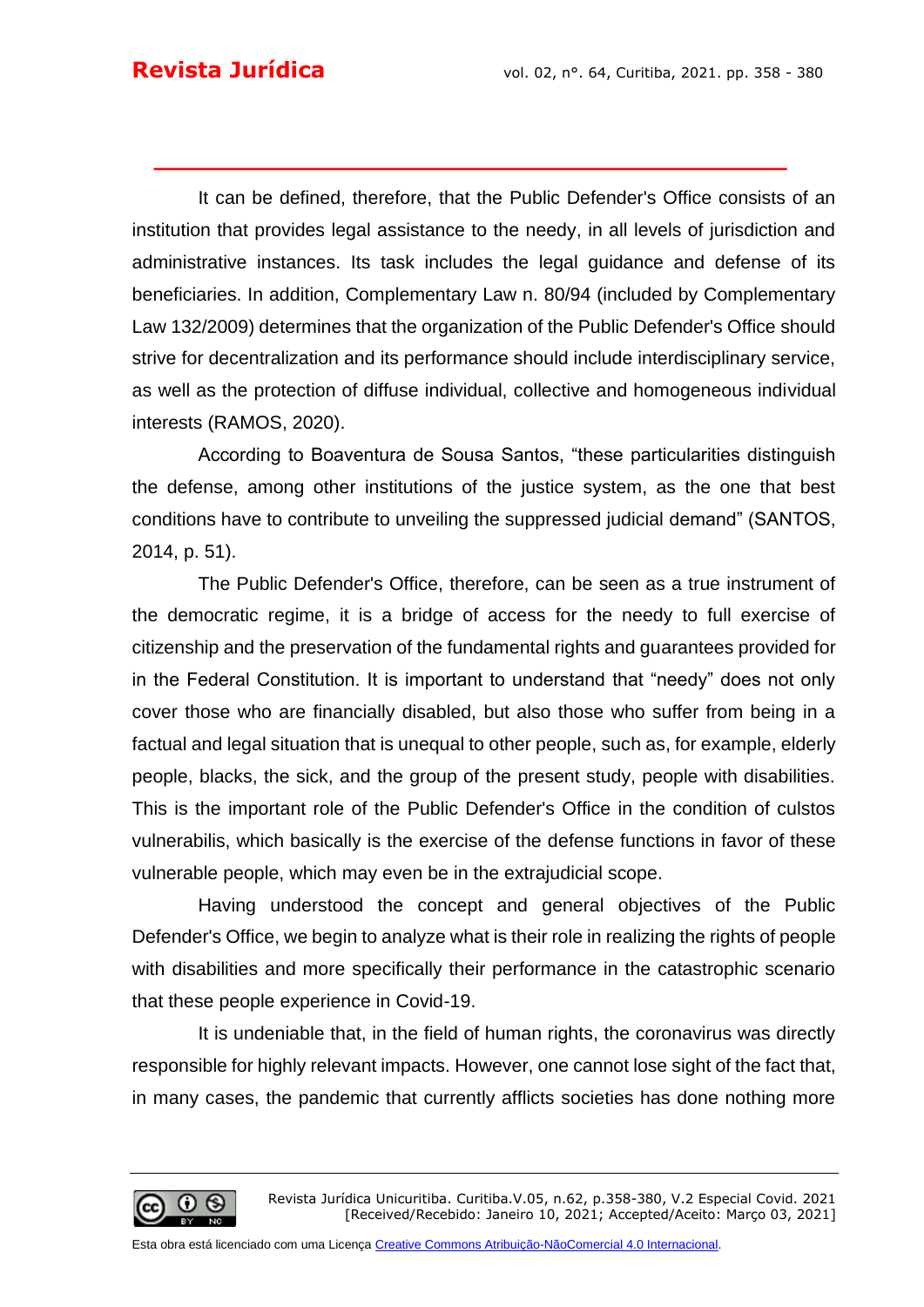It can be defined, therefore, that the Public Defender's Office consists of an institution that provides legal assistance to the needy, in all levels of jurisdiction and administrative instances. Its task includes the legal guidance and defense of its beneficiaries. In addition, Complementary Law n. 80/94 (included by Complementary Law 132/2009) determines that the organization of the Public Defender's Office should strive for decentralization and its performance should include interdisciplinary service, as well as the protection of diffuse individual, collective and homogeneous individual interests (RAMOS, 2020).

According to Boaventura de Sousa Santos, "these particularities distinguish the defense, among other institutions of the justice system, as the one that best conditions have to contribute to unveiling the suppressed judicial demand" (SANTOS, 2014, p. 51).

The Public Defender's Office, therefore, can be seen as a true instrument of the democratic regime, it is a bridge of access for the needy to full exercise of citizenship and the preservation of the fundamental rights and guarantees provided for in the Federal Constitution. It is important to understand that "needy" does not only cover those who are financially disabled, but also those who suffer from being in a factual and legal situation that is unequal to other people, such as, for example, elderly people, blacks, the sick, and the group of the present study, people with disabilities. This is the important role of the Public Defender's Office in the condition of culstos vulnerabilis, which basically is the exercise of the defense functions in favor of these vulnerable people, which may even be in the extrajudicial scope.

Having understood the concept and general objectives of the Public Defender's Office, we begin to analyze what is their role in realizing the rights of people with disabilities and more specifically their performance in the catastrophic scenario that these people experience in Covid-19.

It is undeniable that, in the field of human rights, the coronavirus was directly responsible for highly relevant impacts. However, one cannot lose sight of the fact that, in many cases, the pandemic that currently afflicts societies has done nothing more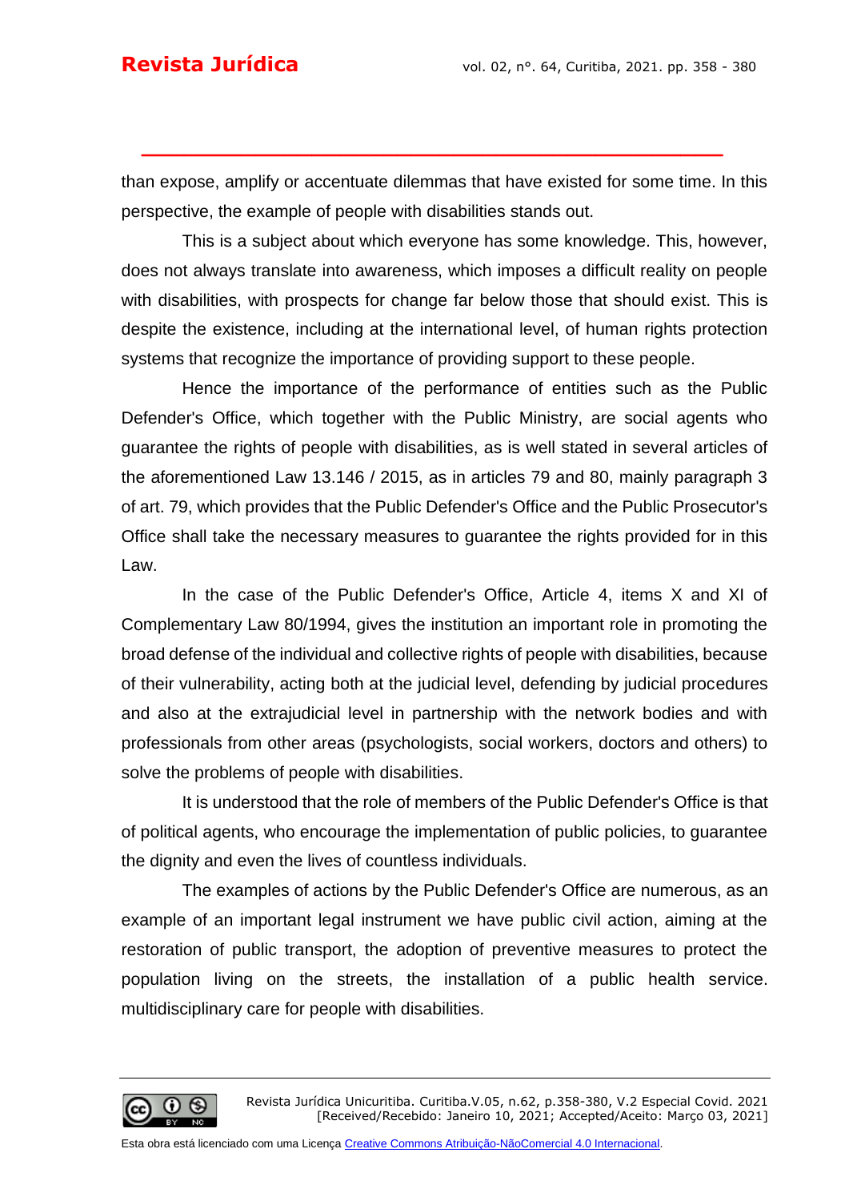than expose, amplify or accentuate dilemmas that have existed for some time. In this perspective, the example of people with disabilities stands out.

This is a subject about which everyone has some knowledge. This, however, does not always translate into awareness, which imposes a difficult reality on people with disabilities, with prospects for change far below those that should exist. This is despite the existence, including at the international level, of human rights protection systems that recognize the importance of providing support to these people.

Hence the importance of the performance of entities such as the Public Defender's Office, which together with the Public Ministry, are social agents who guarantee the rights of people with disabilities, as is well stated in several articles of the aforementioned Law 13.146 / 2015, as in articles 79 and 80, mainly paragraph 3 of art. 79, which provides that the Public Defender's Office and the Public Prosecutor's Office shall take the necessary measures to guarantee the rights provided for in this Law.

In the case of the Public Defender's Office, Article 4, items X and XI of Complementary Law 80/1994, gives the institution an important role in promoting the broad defense of the individual and collective rights of people with disabilities, because of their vulnerability, acting both at the judicial level, defending by judicial procedures and also at the extrajudicial level in partnership with the network bodies and with professionals from other areas (psychologists, social workers, doctors and others) to solve the problems of people with disabilities.

It is understood that the role of members of the Public Defender's Office is that of political agents, who encourage the implementation of public policies, to guarantee the dignity and even the lives of countless individuals.

The examples of actions by the Public Defender's Office are numerous, as an example of an important legal instrument we have public civil action, aiming at the restoration of public transport, the adoption of preventive measures to protect the population living on the streets, the installation of a public health service. multidisciplinary care for people with disabilities.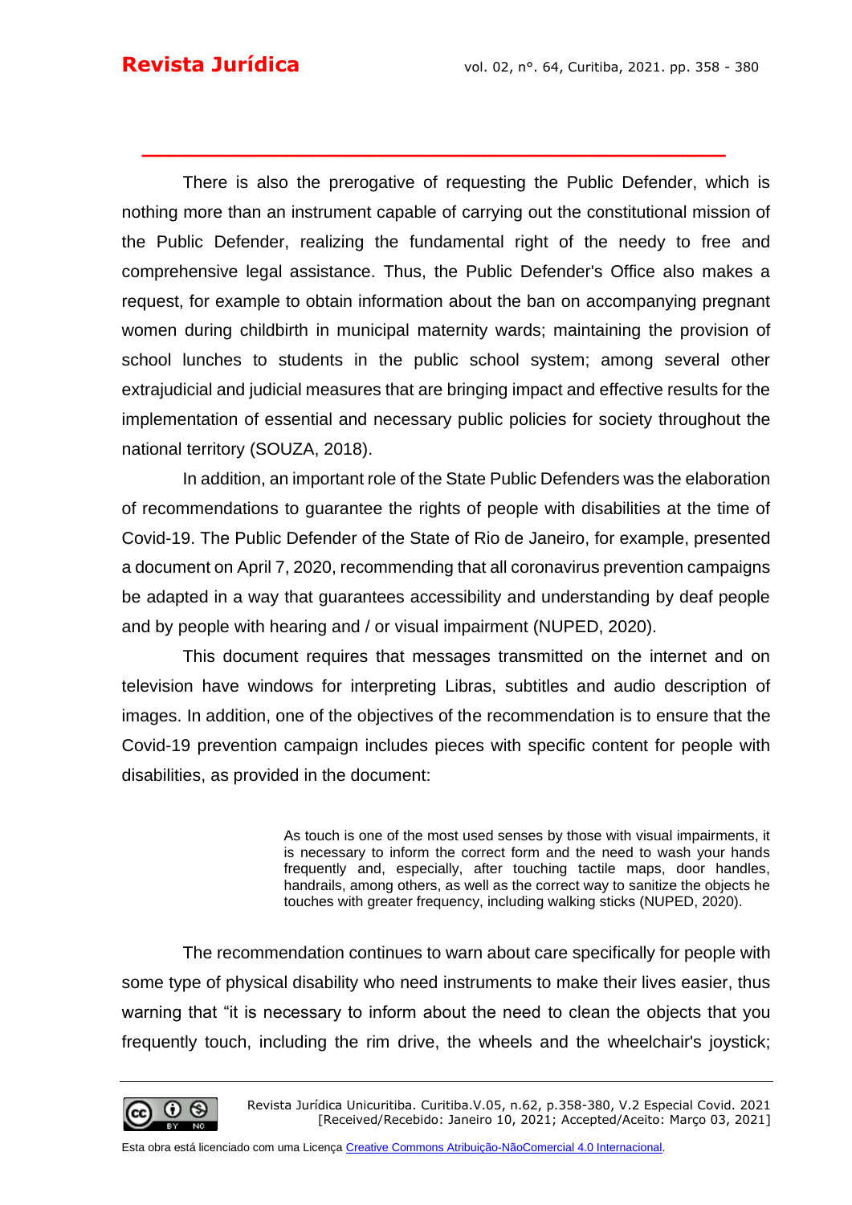There is also the prerogative of requesting the Public Defender, which is nothing more than an instrument capable of carrying out the constitutional mission of the Public Defender, realizing the fundamental right of the needy to free and comprehensive legal assistance. Thus, the Public Defender's Office also makes a request, for example to obtain information about the ban on accompanying pregnant women during childbirth in municipal maternity wards; maintaining the provision of school lunches to students in the public school system; among several other extrajudicial and judicial measures that are bringing impact and effective results for the implementation of essential and necessary public policies for society throughout the national territory (SOUZA, 2018).

In addition, an important role of the State Public Defenders was the elaboration of recommendations to guarantee the rights of people with disabilities at the time of Covid-19. The Public Defender of the State of Rio de Janeiro, for example, presented a document on April 7, 2020, recommending that all coronavirus prevention campaigns be adapted in a way that guarantees accessibility and understanding by deaf people and by people with hearing and / or visual impairment (NUPED, 2020).

This document requires that messages transmitted on the internet and on television have windows for interpreting Libras, subtitles and audio description of images. In addition, one of the objectives of the recommendation is to ensure that the Covid-19 prevention campaign includes pieces with specific content for people with disabilities, as provided in the document:

> As touch is one of the most used senses by those with visual impairments, it is necessary to inform the correct form and the need to wash your hands frequently and, especially, after touching tactile maps, door handles, handrails, among others, as well as the correct way to sanitize the objects he touches with greater frequency, including walking sticks (NUPED, 2020).

The recommendation continues to warn about care specifically for people with some type of physical disability who need instruments to make their lives easier, thus warning that "it is necessary to inform about the need to clean the objects that you frequently touch, including the rim drive, the wheels and the wheelchair's joystick;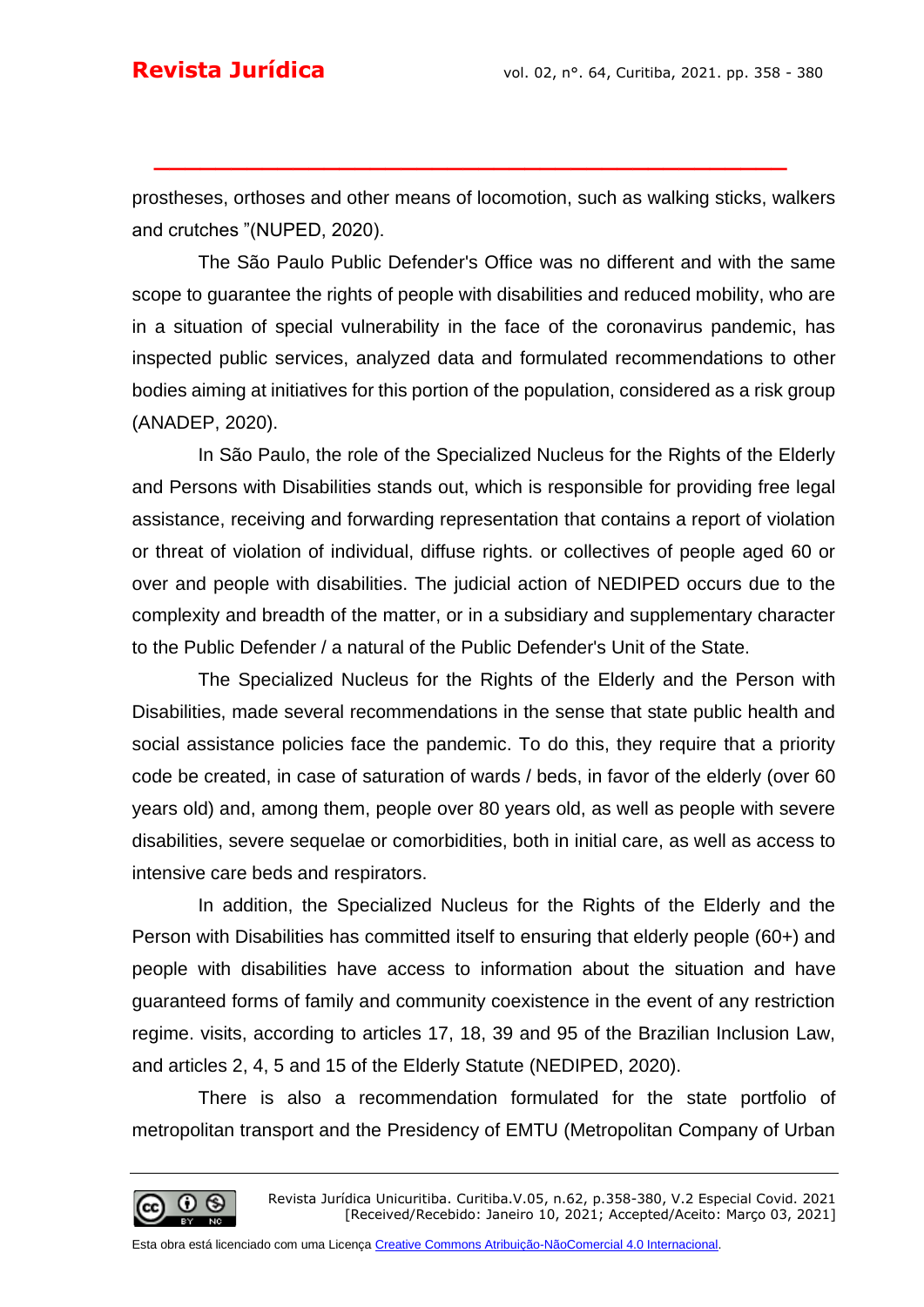prostheses, orthoses and other means of locomotion, such as walking sticks, walkers and crutches "(NUPED, 2020).

The São Paulo Public Defender's Office was no different and with the same scope to guarantee the rights of people with disabilities and reduced mobility, who are in a situation of special vulnerability in the face of the coronavirus pandemic, has inspected public services, analyzed data and formulated recommendations to other bodies aiming at initiatives for this portion of the population, considered as a risk group (ANADEP, 2020).

In São Paulo, the role of the Specialized Nucleus for the Rights of the Elderly and Persons with Disabilities stands out, which is responsible for providing free legal assistance, receiving and forwarding representation that contains a report of violation or threat of violation of individual, diffuse rights. or collectives of people aged 60 or over and people with disabilities. The judicial action of NEDIPED occurs due to the complexity and breadth of the matter, or in a subsidiary and supplementary character to the Public Defender / a natural of the Public Defender's Unit of the State.

The Specialized Nucleus for the Rights of the Elderly and the Person with Disabilities, made several recommendations in the sense that state public health and social assistance policies face the pandemic. To do this, they require that a priority code be created, in case of saturation of wards / beds, in favor of the elderly (over 60 years old) and, among them, people over 80 years old, as well as people with severe disabilities, severe sequelae or comorbidities, both in initial care, as well as access to intensive care beds and respirators.

In addition, the Specialized Nucleus for the Rights of the Elderly and the Person with Disabilities has committed itself to ensuring that elderly people (60+) and people with disabilities have access to information about the situation and have guaranteed forms of family and community coexistence in the event of any restriction regime. visits, according to articles 17, 18, 39 and 95 of the Brazilian Inclusion Law, and articles 2, 4, 5 and 15 of the Elderly Statute (NEDIPED, 2020).

There is also a recommendation formulated for the state portfolio of metropolitan transport and the Presidency of EMTU (Metropolitan Company of Urban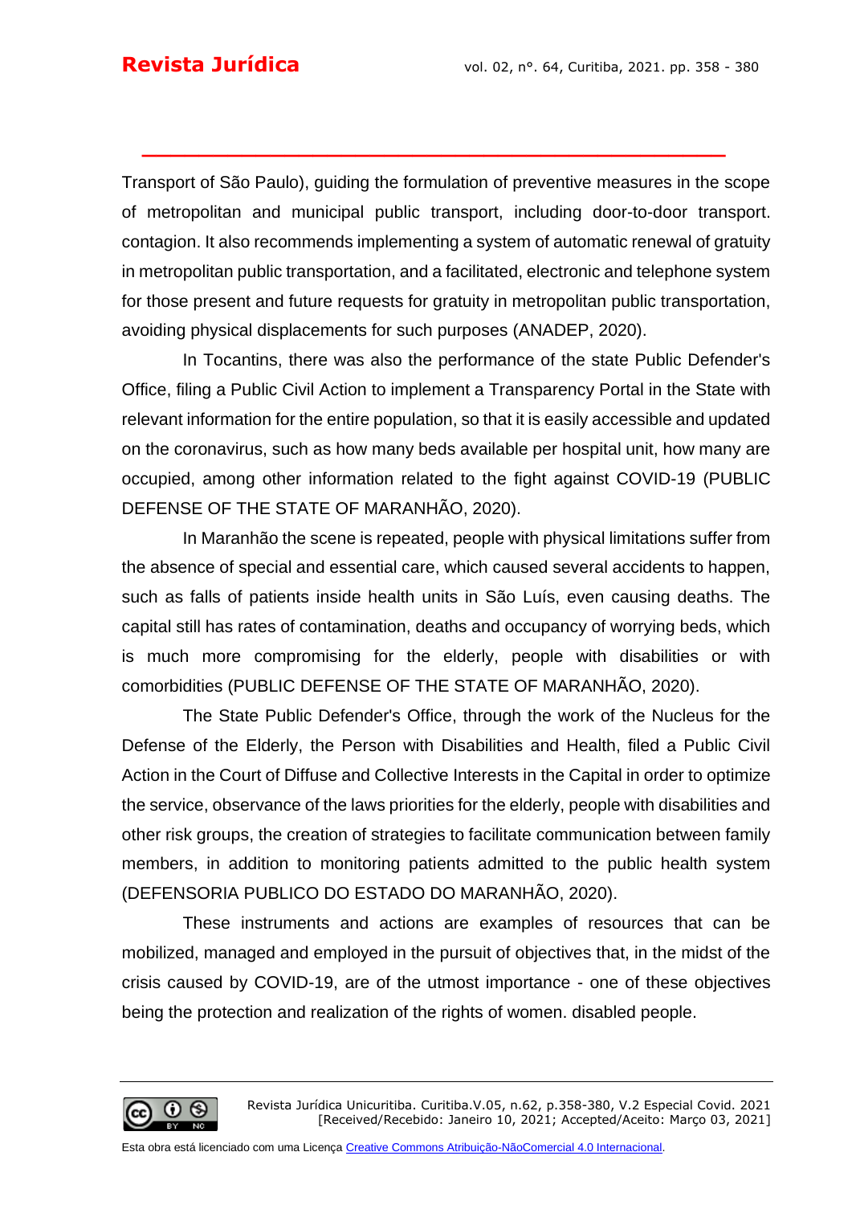Transport of São Paulo), guiding the formulation of preventive measures in the scope of metropolitan and municipal public transport, including door-to-door transport. contagion. It also recommends implementing a system of automatic renewal of gratuity in metropolitan public transportation, and a facilitated, electronic and telephone system for those present and future requests for gratuity in metropolitan public transportation, avoiding physical displacements for such purposes (ANADEP, 2020).

In Tocantins, there was also the performance of the state Public Defender's Office, filing a Public Civil Action to implement a Transparency Portal in the State with relevant information for the entire population, so that it is easily accessible and updated on the coronavirus, such as how many beds available per hospital unit, how many are occupied, among other information related to the fight against COVID-19 (PUBLIC DEFENSE OF THE STATE OF MARANHÃO, 2020).

In Maranhão the scene is repeated, people with physical limitations suffer from the absence of special and essential care, which caused several accidents to happen, such as falls of patients inside health units in São Luís, even causing deaths. The capital still has rates of contamination, deaths and occupancy of worrying beds, which is much more compromising for the elderly, people with disabilities or with comorbidities (PUBLIC DEFENSE OF THE STATE OF MARANHÃO, 2020).

The State Public Defender's Office, through the work of the Nucleus for the Defense of the Elderly, the Person with Disabilities and Health, filed a Public Civil Action in the Court of Diffuse and Collective Interests in the Capital in order to optimize the service, observance of the laws priorities for the elderly, people with disabilities and other risk groups, the creation of strategies to facilitate communication between family members, in addition to monitoring patients admitted to the public health system (DEFENSORIA PUBLICO DO ESTADO DO MARANHÃO, 2020).

These instruments and actions are examples of resources that can be mobilized, managed and employed in the pursuit of objectives that, in the midst of the crisis caused by COVID-19, are of the utmost importance - one of these objectives being the protection and realization of the rights of women. disabled people.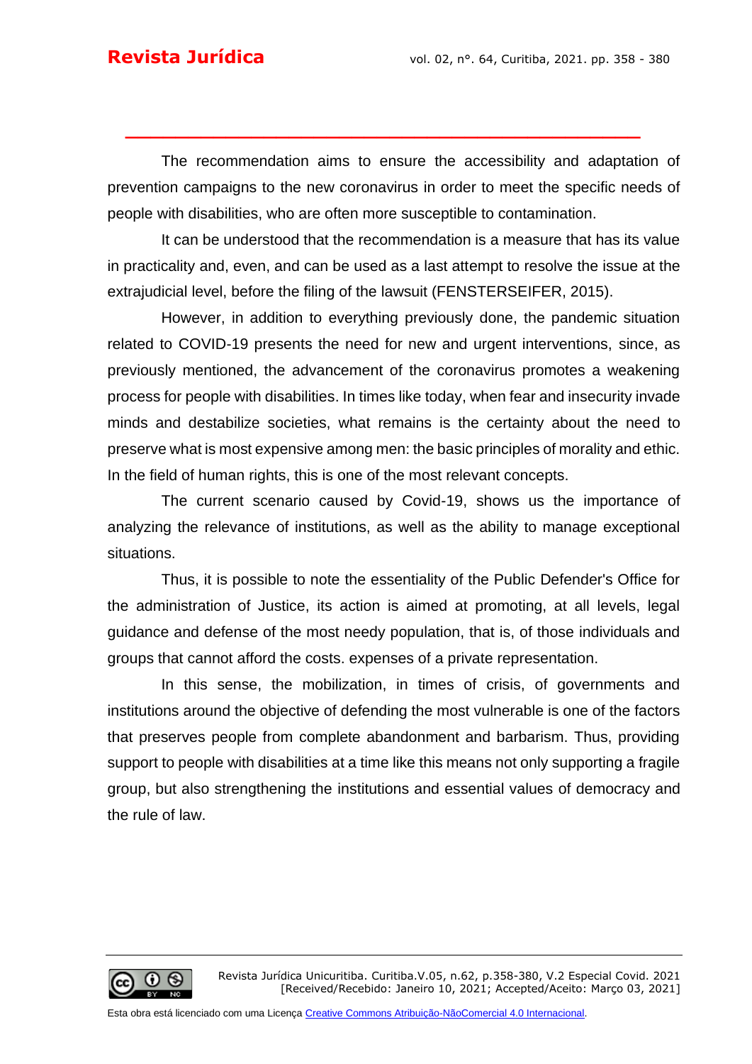The recommendation aims to ensure the accessibility and adaptation of prevention campaigns to the new coronavirus in order to meet the specific needs of people with disabilities, who are often more susceptible to contamination.

It can be understood that the recommendation is a measure that has its value in practicality and, even, and can be used as a last attempt to resolve the issue at the extrajudicial level, before the filing of the lawsuit (FENSTERSEIFER, 2015).

However, in addition to everything previously done, the pandemic situation related to COVID-19 presents the need for new and urgent interventions, since, as previously mentioned, the advancement of the coronavirus promotes a weakening process for people with disabilities. In times like today, when fear and insecurity invade minds and destabilize societies, what remains is the certainty about the need to preserve what is most expensive among men: the basic principles of morality and ethic. In the field of human rights, this is one of the most relevant concepts.

The current scenario caused by Covid-19, shows us the importance of analyzing the relevance of institutions, as well as the ability to manage exceptional situations.

Thus, it is possible to note the essentiality of the Public Defender's Office for the administration of Justice, its action is aimed at promoting, at all levels, legal guidance and defense of the most needy population, that is, of those individuals and groups that cannot afford the costs. expenses of a private representation.

In this sense, the mobilization, in times of crisis, of governments and institutions around the objective of defending the most vulnerable is one of the factors that preserves people from complete abandonment and barbarism. Thus, providing support to people with disabilities at a time like this means not only supporting a fragile group, but also strengthening the institutions and essential values of democracy and the rule of law.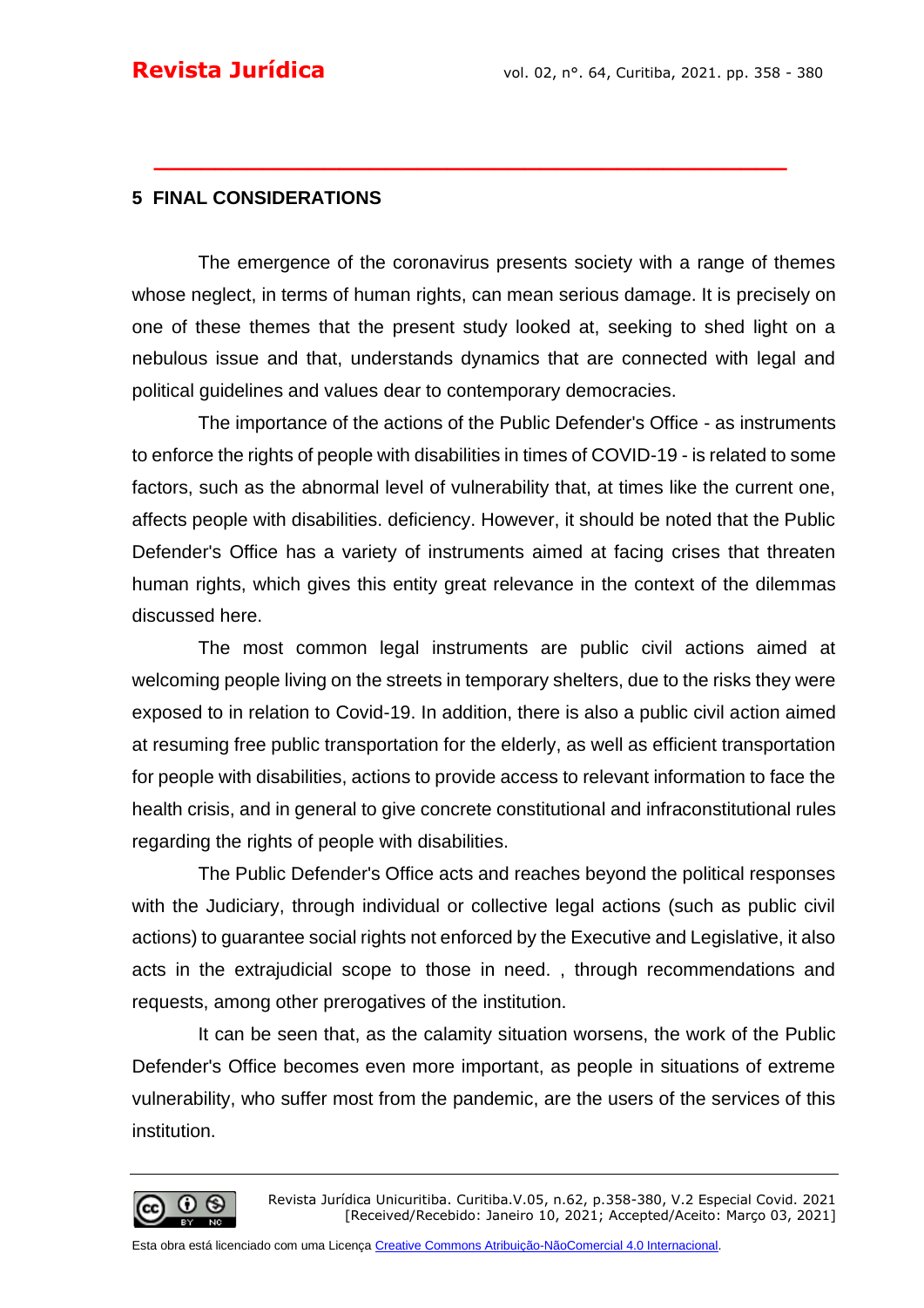## 5 FINAL CONSIDERATIONS

The emergence of the coronavirus presents society with a range of themes whose neglect, in terms of human rights, can mean serious damage. It is precisely on one of these themes that the present study looked at, seeking to shed light on a nebulous issue and that, understands dynamics that are connected with legal and political guidelines and values dear to contemporary democracies.

The importance of the actions of the Public Defender's Office - as instruments to enforce the rights of people with disabilities in times of COVID-19 - is related to some factors, such as the abnormal level of vulnerability that, at times like the current one, affects people with disabilities. deficiency. However, it should be noted that the Public Defender's Office has a variety of instruments aimed at facing crises that threaten human rights, which gives this entity great relevance in the context of the dilemmas discussed here.

The most common legal instruments are public civil actions aimed at welcoming people living on the streets in temporary shelters, due to the risks they were exposed to in relation to Covid-19. In addition, there is also a public civil action aimed at resuming free public transportation for the elderly, as well as efficient transportation for people with disabilities, actions to provide access to relevant information to face the health crisis, and in general to give concrete constitutional and infraconstitutional rules regarding the rights of people with disabilities.

The Public Defender's Office acts and reaches beyond the political responses with the Judiciary, through individual or collective legal actions (such as public civil actions) to guarantee social rights not enforced by the Executive and Legislative, it also acts in the extrajudicial scope to those in need. , through recommendations and requests, among other prerogatives of the institution.

It can be seen that, as the calamity situation worsens, the work of the Public Defender's Office becomes even more important, as people in situations of extreme vulnerability, who suffer most from the pandemic, are the users of the services of this institution.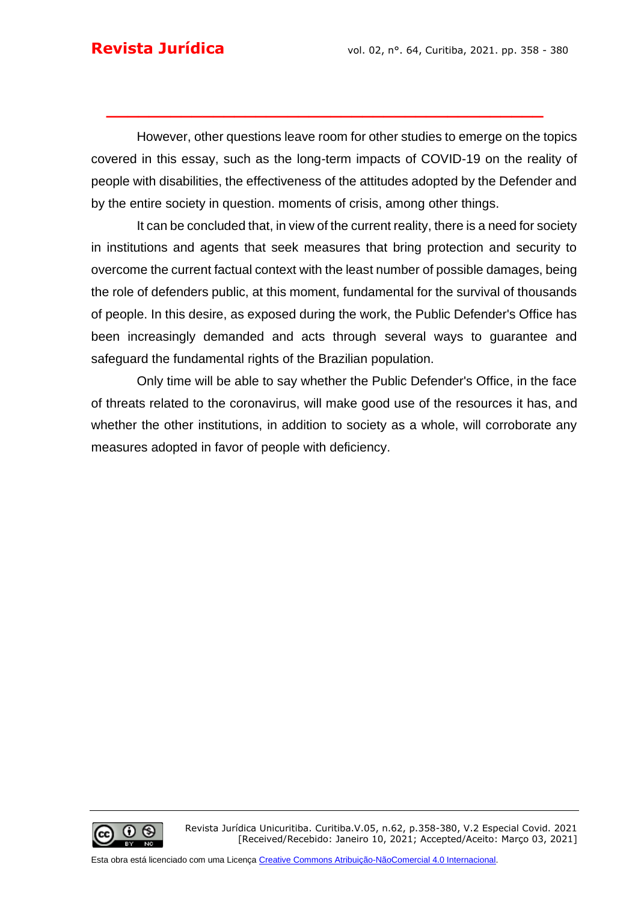However, other questions leave room for other studies to emerge on the topics covered in this essay, such as the long-term impacts of COVID-19 on the reality of people with disabilities, the effectiveness of the attitudes adopted by the Defender and by the entire society in question. moments of crisis, among other things.

It can be concluded that, in view of the current reality, there is a need for society in institutions and agents that seek measures that bring protection and security to overcome the current factual context with the least number of possible damages, being the role of defenders public, at this moment, fundamental for the survival of thousands of people. In this desire, as exposed during the work, the Public Defender's Office has been increasingly demanded and acts through several ways to guarantee and safeguard the fundamental rights of the Brazilian population.

Only time will be able to say whether the Public Defender's Office, in the face of threats related to the coronavirus, will make good use of the resources it has, and whether the other institutions, in addition to society as a whole, will corroborate any measures adopted in favor of people with deficiency.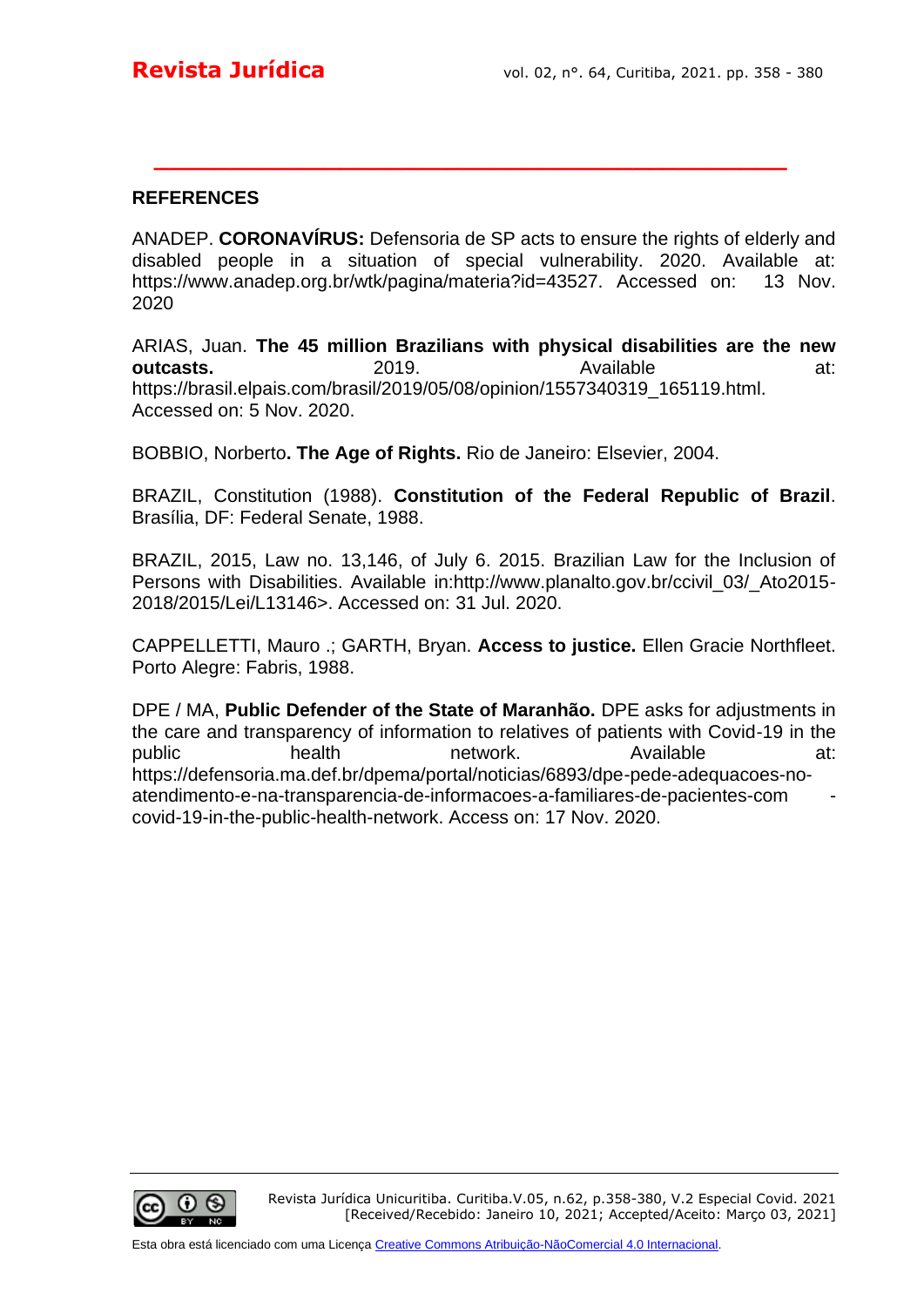## REFERENCES

ANADEP. **CORONAVÍRUS:** Defensoria de SP acts to ensure the rights of elderly and disabled people in a situation of special vulnerability. 2020. Available at: https://www.anadep.org.br/wtk/pagina/materia?id=43527. Accessed on: 13 Nov. 2020

ARIAS, Juan. **The 45 million Brazilians with physical disabilities are the new outcasts.** 2019. Available at: https://brasil.elpais.com/brasil/2019/05/08/opinion/1557340319_165119.html. Accessed on: 5 Nov. 2020.

BOBBIO, Norberto**. The Age of Rights.** Rio de Janeiro: Elsevier, 2004.

BRAZIL, Constitution (1988). **Constitution of the Federal Republic of Brazil**. Brasília, DF: Federal Senate, 1988.

BRAZIL, 2015, Law no. 13,146, of July 6. 2015. Brazilian Law for the Inclusion of Persons with Disabilities. Available in:http://www.planalto.gov.br/ccivil_03/_Ato2015-2018/2015/Lei/L13146>. Accessed on: 31 Jul. 2020.

CAPPELLETTI, Mauro .; GARTH, Bryan. **Access to justice.** Ellen Gracie Northfleet. Porto Alegre: Fabris, 1988.

DPE / MA, **Public Defender of the State of Maranhão.** DPE asks for adjustments in the care and transparency of information to relatives of patients with Covid-19 in the public health network. Available at: https://defensoria.ma.def.br/dpema/portal/noticias/6893/dpe-pede-adequacoes-no-atendimento-e-na-transparencia-de-informacoes-a-familiares-de-pacientes-com - covid-19-in-the-public-health-network. Access on: 17 Nov. 2020.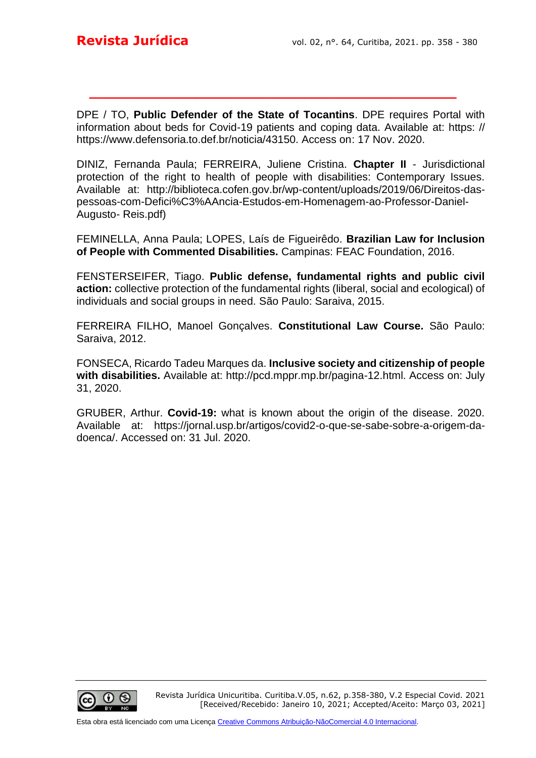DPE / TO, **Public Defender of the State of Tocantins**. DPE requires Portal with information about beds for Covid-19 patients and coping data. Available at: https: // https://www.defensoria.to.def.br/noticia/43150. Access on: 17 Nov. 2020.

DINIZ, Fernanda Paula; FERREIRA, Juliene Cristina. **Chapter II** - Jurisdictional protection of the right to health of people with disabilities: Contemporary Issues. Available at: http://biblioteca.cofen.gov.br/wp-content/uploads/2019/06/Direitos-das-pessoas-com-Defici%C3%AAncia-Estudos-em-Homenagem-ao-Professor-Daniel-Augusto- Reis.pdf)

FEMINELLA, Anna Paula; LOPES, Laís de Figueirêdo. **Brazilian Law for Inclusion of People with Commented Disabilities.** Campinas: FEAC Foundation, 2016.

FENSTERSEIFER, Tiago. **Public defense, fundamental rights and public civil action:** collective protection of the fundamental rights (liberal, social and ecological) of individuals and social groups in need. São Paulo: Saraiva, 2015.

FERREIRA FILHO, Manoel Gonçalves. **Constitutional Law Course.** São Paulo: Saraiva, 2012.

FONSECA, Ricardo Tadeu Marques da. **Inclusive society and citizenship of people with disabilities.** Available at: http://pcd.mppr.mp.br/pagina-12.html. Access on: July 31, 2020.

GRUBER, Arthur. **Covid-19:** what is known about the origin of the disease. 2020. Available at: https://jornal.usp.br/artigos/covid2-o-que-se-sabe-sobre-a-origem-da-doenca/. Accessed on: 31 Jul. 2020.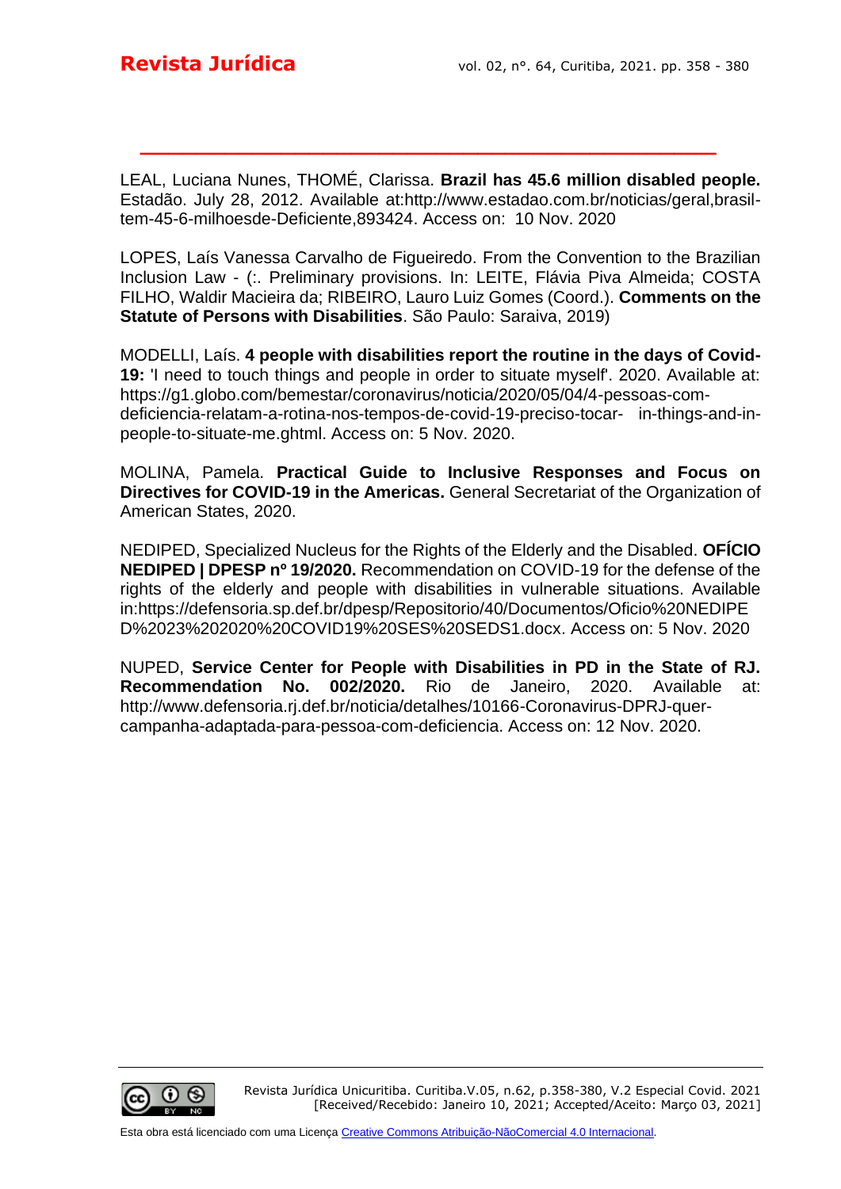LEAL, Luciana Nunes, THOMÉ, Clarissa. **Brazil has 45.6 million disabled people.** Estadão. July 28, 2012. Available at:http://www.estadao.com.br/noticias/geral,brasil-tem-45-6-milhoesde-Deficiente,893424. Access on: 10 Nov. 2020

LOPES, Laís Vanessa Carvalho de Figueiredo. From the Convention to the Brazilian Inclusion Law - (:. Preliminary provisions. In: LEITE, Flávia Piva Almeida; COSTA FILHO, Waldir Macieira da; RIBEIRO, Lauro Luiz Gomes (Coord.). **Comments on the Statute of Persons with Disabilities**. São Paulo: Saraiva, 2019)

MODELLI, Laís. **4 people with disabilities report the routine in the days of Covid-19:** 'I need to touch things and people in order to situate myself'. 2020. Available at: https://g1.globo.com/bemestar/coronavirus/noticia/2020/05/04/4-pessoas-com-deficiencia-relatam-a-rotina-nos-tempos-de-covid-19-preciso-tocar- in-things-and-in-people-to-situate-me.ghtml. Access on: 5 Nov. 2020.

MOLINA, Pamela. **Practical Guide to Inclusive Responses and Focus on Directives for COVID-19 in the Americas.** General Secretariat of the Organization of American States, 2020.

NEDIPED, Specialized Nucleus for the Rights of the Elderly and the Disabled. **OFÍCIO NEDIPED | DPESP nº 19/2020.** Recommendation on COVID-19 for the defense of the rights of the elderly and people with disabilities in vulnerable situations. Available in:https://defensoria.sp.def.br/dpesp/Repositorio/40/Documentos/Oficio%20NEDIPED%2023%202020%20COVID19%20SES%20SEDS1.docx. Access on: 5 Nov. 2020

NUPED, **Service Center for People with Disabilities in PD in the State of RJ. Recommendation No. 002/2020.** Rio de Janeiro, 2020. Available at: http://www.defensoria.rj.def.br/noticia/detalhes/10166-Coronavirus-DPRJ-quer-campanha-adaptada-para-pessoa-com-deficiencia. Access on: 12 Nov. 2020.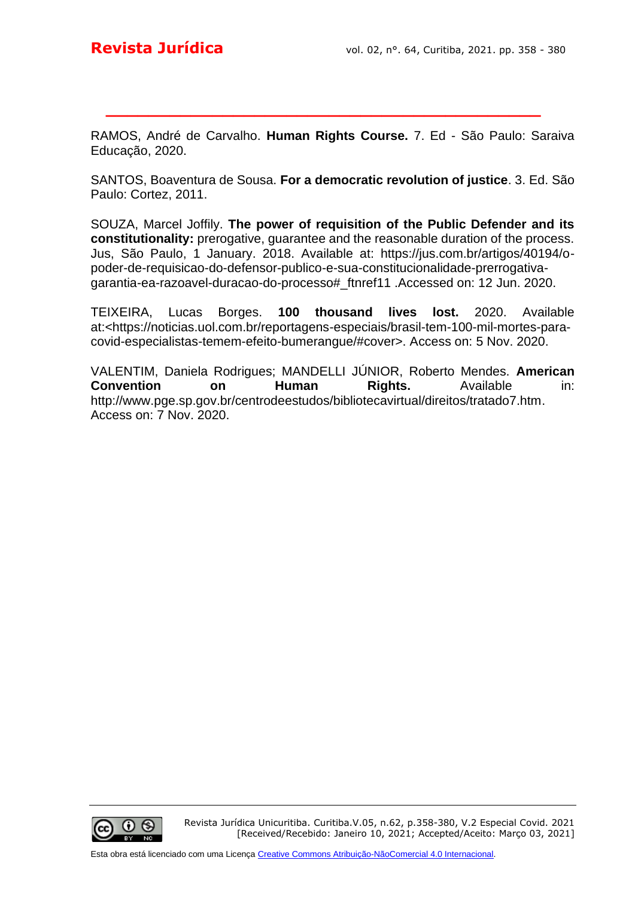RAMOS, André de Carvalho. **Human Rights Course.** 7. Ed - São Paulo: Saraiva Educação, 2020.

SANTOS, Boaventura de Sousa. **For a democratic revolution of justice**. 3. Ed. São Paulo: Cortez, 2011.

SOUZA, Marcel Joffily. **The power of requisition of the Public Defender and its constitutionality:** prerogative, guarantee and the reasonable duration of the process. Jus, São Paulo, 1 January. 2018. Available at: https://jus.com.br/artigos/40194/o-poder-de-requisicao-do-defensor-publico-e-sua-constitucionalidade-prerrogativa-garantia-ea-razoavel-duracao-do-processo#_ftnref11 .Accessed on: 12 Jun. 2020.

TEIXEIRA, Lucas Borges. **100 thousand lives lost.** 2020. Available at:<https://noticias.uol.com.br/reportagens-especiais/brasil-tem-100-mil-mortes-para-covid-especialistas-temem-efeito-bumerangue/#cover>. Access on: 5 Nov. 2020.

VALENTIM, Daniela Rodrigues; MANDELLI JÚNIOR, Roberto Mendes. **American Convention on Human Rights.** Available in: http://www.pge.sp.gov.br/centrodeestudos/bibliotecavirtual/direitos/tratado7.htm. Access on: 7 Nov. 2020.

Revista Jurídica Unicuritiba. Curitiba.V.05, n.62, p.358-380, V.2 Especial Covid. 2021
[Received/Recebido: Janeiro 10, 2021; Accepted/Aceito: Março 03, 2021]

Esta obra está licenciado com uma Licença Creative Commons Atribuição-NãoComercial 4.0 Internacional.